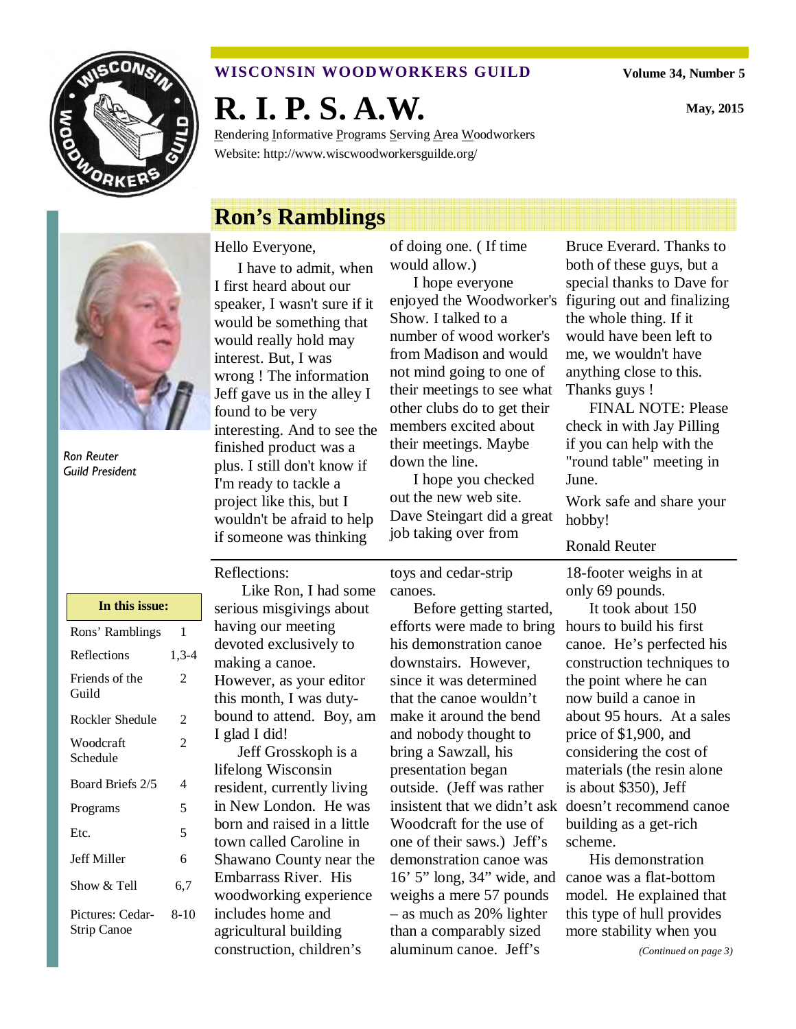**WISCONSIN WOODWORKERS GUILD**

Volume 34, Number 5

# R. I. P. S. A.W.

May, 2015

Rendering Informative Programs Serving Area Woodworkers

Website: http://www.wiscwoodworkersguilde.org/

## Ron's Ramblings

*Ron Reuter*
*Guild President*

Hello Everyone,

I have to admit, when I first heard about our speaker, I wasn't sure if it would be something that would really hold may interest. But, I was wrong ! The information Jeff gave us in the alley I found to be very interesting. And to see the finished product was a plus. I still don't know if I'm ready to tackle a project like this, but I wouldn't be afraid to help if someone was thinking of doing one. ( If time would allow.)

I hope everyone enjoyed the Woodworker's Show. I talked to a number of wood worker's from Madison and would not mind going to one of their meetings to see what other clubs do to get their members excited about their meetings. Maybe down the line.

I hope you checked out the new web site. Dave Steingart did a great job taking over from Bruce Everard. Thanks to both of these guys, but a special thanks to Dave for figuring out and finalizing the whole thing. If it would have been left to me, we wouldn't have anything close to this. Thanks guys !

FINAL NOTE: Please check in with Jay Pilling if you can help with the "round table" meeting in June.

Work safe and share your hobby!

Ronald Reuter

| In this issue: | |
|---|---|
| Rons' Ramblings | 1 |
| Reflections | 1,3-4 |
| Friends of the Guild | 2 |
| Rockler Shedule | 2 |
| Woodcraft Schedule | 2 |
| Board Briefs 2/5 | 4 |
| Programs | 5 |
| Etc. | 5 |
| Jeff Miller | 6 |
| Show & Tell | 6,7 |
| Pictures: Cedar-Strip Canoe | 8-10 |

Reflections:

Like Ron, I had some serious misgivings about having our meeting devoted exclusively to making a canoe. However, as your editor this month, I was duty-bound to attend. Boy, am I glad I did!

Jeff Grosskoph is a lifelong Wisconsin resident, currently living in New London. He was born and raised in a little town called Caroline in Shawano County near the Embarrass River. His woodworking experience includes home and agricultural building construction, children's toys and cedar-strip canoes.

Before getting started, efforts were made to bring his demonstration canoe downstairs. However, since it was determined that the canoe wouldn't make it around the bend and nobody thought to bring a Sawzall, his presentation began outside. (Jeff was rather insistent that we didn't ask Woodcraft for the use of one of their saws.) Jeff's demonstration canoe was 16' 5" long, 34" wide, and weighs a mere 57 pounds – as much as 20% lighter than a comparably sized aluminum canoe. Jeff's 18-footer weighs in at only 69 pounds.

It took about 150 hours to build his first canoe. He's perfected his construction techniques to the point where he can now build a canoe in about 95 hours. At a sales price of $1,900, and considering the cost of materials (the resin alone is about $350), Jeff doesn't recommend canoe building as a get-rich scheme.

His demonstration canoe was a flat-bottom model. He explained that this type of hull provides more stability when you

*(Continued on page 3)*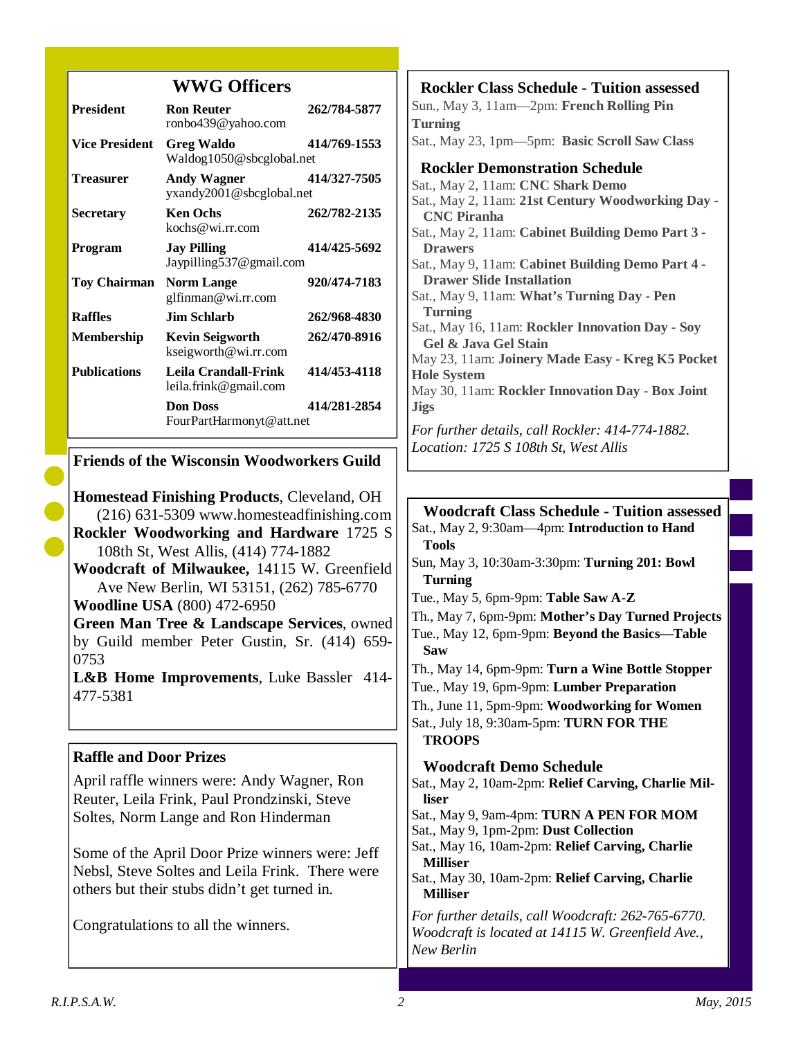## WWG Officers

| | | |
|---|---|---|
| **President** | **Ron Reuter** ronbo439@yahoo.com | **262/784-5877** |
| **Vice President** | **Greg Waldo** Waldog1050@sbcglobal.net | **414/769-1553** |
| **Treasurer** | **Andy Wagner** yxandy2001@sbcglobal.net | **414/327-7505** |
| **Secretary** | **Ken Ochs** kochs@wi.rr.com | **262/782-2135** |
| **Program** | **Jay Pilling** Jaypilling537@gmail.com | **414/425-5692** |
| **Toy Chairman** | **Norm Lange** glfinman@wi.rr.com | **920/474-7183** |
| **Raffles** | **Jim Schlarb** | **262/968-4830** |
| **Membership** | **Kevin Seigworth** kseigworth@wi.rr.com | **262/470-8916** |
| **Publications** | **Leila Crandall-Frink** leila.frink@gmail.com | **414/453-4118** |
| | **Don Doss** FourPartHarmonyt@att.net | **414/281-2854** |

## Friends of the Wisconsin Woodworkers Guild

**Homestead Finishing Products**, Cleveland, OH (216) 631-5309 www.homesteadfinishing.com

**Rockler Woodworking and Hardware** 1725 S 108th St, West Allis, (414) 774-1882

**Woodcraft of Milwaukee,** 14115 W. Greenfield Ave New Berlin, WI 53151, (262) 785-6770

**Woodline USA** (800) 472-6950

**Green Man Tree & Landscape Services**, owned by Guild member Peter Gustin, Sr. (414) 659-0753

**L&B Home Improvements**, Luke Bassler 414-477-5381

## Raffle and Door Prizes

April raffle winners were: Andy Wagner, Ron Reuter, Leila Frink, Paul Prondzinski, Steve Soltes, Norm Lange and Ron Hinderman

Some of the April Door Prize winners were: Jeff Nebsl, Steve Soltes and Leila Frink. There were others but their stubs didn't get turned in.

Congratulations to all the winners.

## Rockler Class Schedule - Tuition assessed

Sun., May 3, 11am—2pm: **French Rolling Pin Turning**

Sat., May 23, 1pm—5pm: **Basic Scroll Saw Class**

## Rockler Demonstration Schedule

Sat., May 2, 11am: **CNC Shark Demo**

Sat., May 2, 11am: **21st Century Woodworking Day - CNC Piranha**

Sat., May 2, 11am: **Cabinet Building Demo Part 3 - Drawers**

Sat., May 9, 11am: **Cabinet Building Demo Part 4 - Drawer Slide Installation**

Sat., May 9, 11am: **What's Turning Day - Pen Turning**

Sat., May 16, 11am: **Rockler Innovation Day - Soy Gel & Java Gel Stain**

May 23, 11am: **Joinery Made Easy - Kreg K5 Pocket Hole System**

May 30, 11am: **Rockler Innovation Day - Box Joint Jigs**

*For further details, call Rockler: 414-774-1882. Location: 1725 S 108th St, West Allis*

## Woodcraft Class Schedule - Tuition assessed

Sat., May 2, 9:30am—4pm: **Introduction to Hand Tools**

Sun, May 3, 10:30am-3:30pm: **Turning 201: Bowl Turning**

Tue., May 5, 6pm-9pm: **Table Saw A-Z**

Th., May 7, 6pm-9pm: **Mother's Day Turned Projects**

Tue., May 12, 6pm-9pm: **Beyond the Basics—Table Saw**

Th., May 14, 6pm-9pm: **Turn a Wine Bottle Stopper**

Tue., May 19, 6pm-9pm: **Lumber Preparation**

Th., June 11, 5pm-9pm: **Woodworking for Women**

Sat., July 18, 9:30am-5pm: **TURN FOR THE TROOPS**

## Woodcraft Demo Schedule

Sat., May 2, 10am-2pm: **Relief Carving, Charlie Milliser**

Sat., May 9, 9am-4pm: **TURN A PEN FOR MOM**

Sat., May 9, 1pm-2pm: **Dust Collection**

Sat., May 16, 10am-2pm: **Relief Carving, Charlie Milliser**

Sat., May 30, 10am-2pm: **Relief Carving, Charlie Milliser**

*For further details, call Woodcraft: 262-765-6770. Woodcraft is located at 14115 W. Greenfield Ave., New Berlin*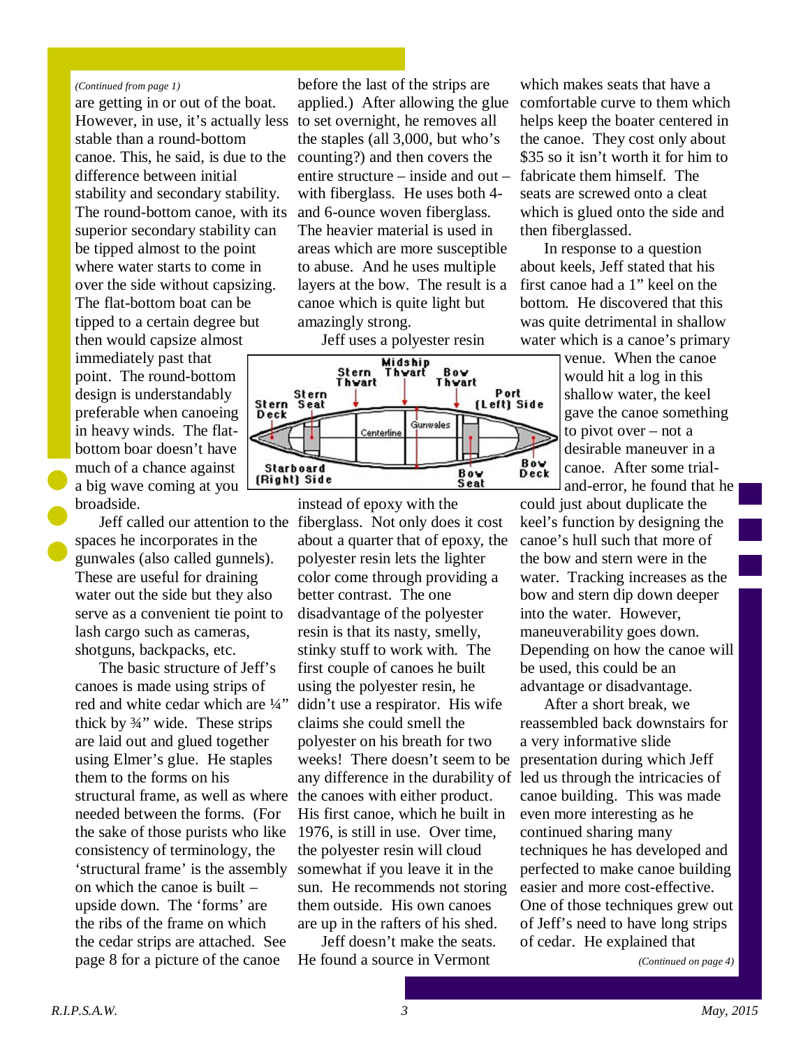*(Continued from page 1)*

are getting in or out of the boat. However, in use, it's actually less stable than a round-bottom canoe. This, he said, is due to the difference between initial stability and secondary stability. The round-bottom canoe, with its superior secondary stability can be tipped almost to the point where water starts to come in over the side without capsizing. The flat-bottom boat can be tipped to a certain degree but then would capsize almost immediately past that point. The round-bottom design is understandably preferable when canoeing in heavy winds. The flat-bottom boar doesn't have much of a chance against a big wave coming at you broadside.

Jeff called our attention to the spaces he incorporates in the gunwales (also called gunnels). These are useful for draining water out the side but they also serve as a convenient tie point to lash cargo such as cameras, shotguns, backpacks, etc.

The basic structure of Jeff's canoes is made using strips of red and white cedar which are ¼" thick by ¾" wide. These strips are laid out and glued together using Elmer's glue. He staples them to the forms on his structural frame, as well as where needed between the forms. (For the sake of those purists who like consistency of terminology, the 'structural frame' is the assembly on which the canoe is built – upside down. The 'forms' are the ribs of the frame on which the cedar strips are attached. See page 8 for a picture of the canoe before the last of the strips are applied.) After allowing the glue to set overnight, he removes all the staples (all 3,000, but who's counting?) and then covers the entire structure – inside and out – with fiberglass. He uses both 4- and 6-ounce woven fiberglass. The heavier material is used in areas which are more susceptible to abuse. And he uses multiple layers at the bow. The result is a canoe which is quite light but amazingly strong.

Jeff uses a polyester resin instead of epoxy with the fiberglass. Not only does it cost about a quarter that of epoxy, the polyester resin lets the lighter color come through providing a better contrast. The one disadvantage of the polyester resin is that its nasty, smelly, stinky stuff to work with. The first couple of canoes he built using the polyester resin, he didn't use a respirator. His wife claims she could smell the polyester on his breath for two weeks! There doesn't seem to be any difference in the durability of the canoes with either product. His first canoe, which he built in 1976, is still in use. Over time, the polyester resin will cloud somewhat if you leave it in the sun. He recommends not storing them outside. His own canoes are up in the rafters of his shed.

Jeff doesn't make the seats. He found a source in Vermont which makes seats that have a comfortable curve to them which helps keep the boater centered in the canoe. They cost only about $35 so it isn't worth it for him to fabricate them himself. The seats are screwed onto a cleat which is glued onto the side and then fiberglassed.

In response to a question about keels, Jeff stated that his first canoe had a 1" keel on the bottom. He discovered that this was quite detrimental in shallow water which is a canoe's primary venue. When the canoe would hit a log in this shallow water, the keel gave the canoe something to pivot over – not a desirable maneuver in a canoe. After some trial-and-error, he found that he could just about duplicate the keel's function by designing the canoe's hull such that more of the bow and stern were in the water. Tracking increases as the bow and stern dip down deeper into the water. However, maneuverability goes down. Depending on how the canoe will be used, this could be an advantage or disadvantage.

After a short break, we reassembled back downstairs for a very informative slide presentation during which Jeff led us through the intricacies of canoe building. This was made even more interesting as he continued sharing many techniques he has developed and perfected to make canoe building easier and more cost-effective. One of those techniques grew out of Jeff's need to have long strips of cedar. He explained that

*(Continued on page 4)*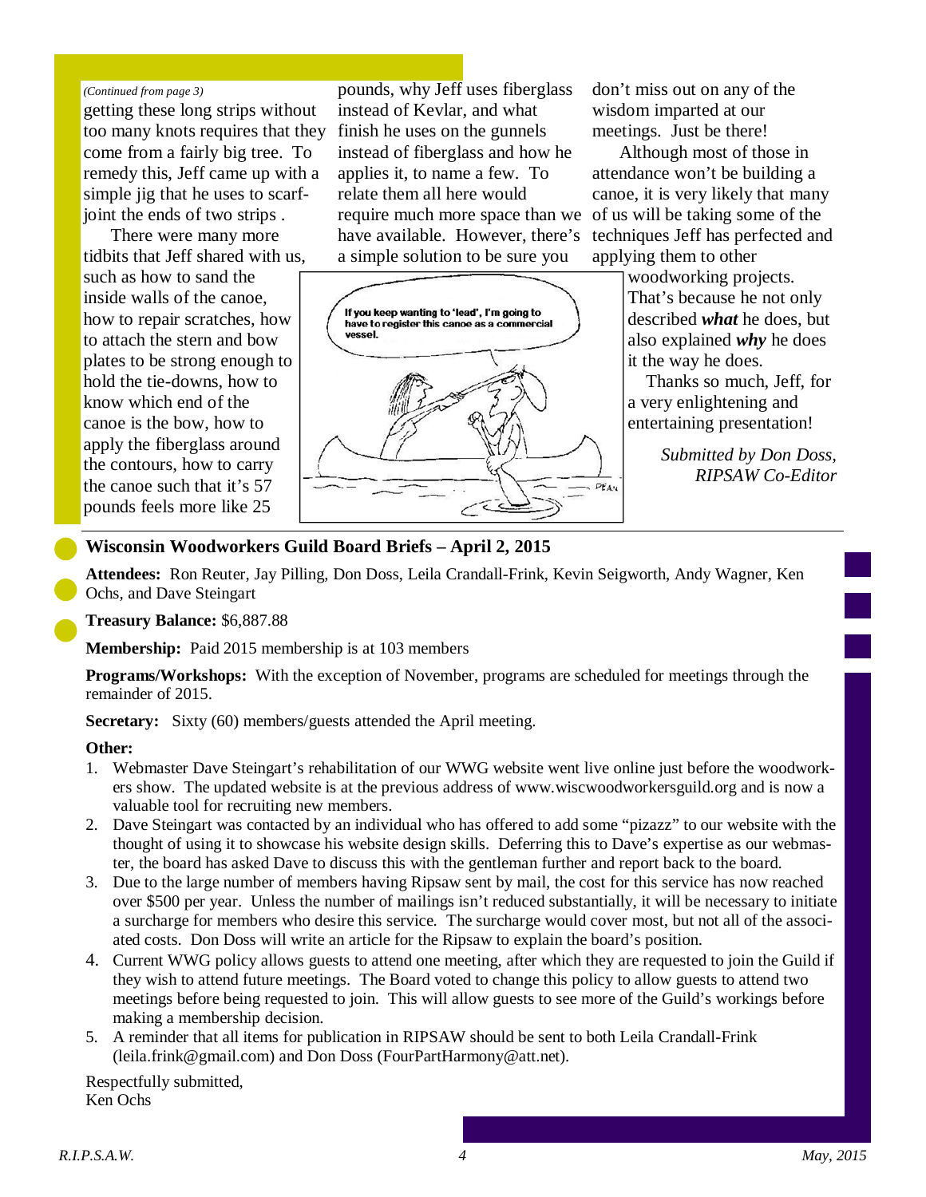*(Continued from page 3)*

getting these long strips without too many knots requires that they come from a fairly big tree. To remedy this, Jeff came up with a simple jig that he uses to scarf-joint the ends of two strips .

There were many more tidbits that Jeff shared with us, such as how to sand the inside walls of the canoe, how to repair scratches, how to attach the stern and bow plates to be strong enough to hold the tie-downs, how to know which end of the canoe is the bow, how to apply the fiberglass around the contours, how to carry the canoe such that it's 57 pounds feels more like 25 pounds, why Jeff uses fiberglass instead of Kevlar, and what finish he uses on the gunnels instead of fiberglass and how he applies it, to name a few. To relate them all here would require much more space than we have available. However, there's a simple solution to be sure you don't miss out on any of the wisdom imparted at our meetings. Just be there!

Although most of those in attendance won't be building a canoe, it is very likely that many of us will be taking some of the techniques Jeff has perfected and applying them to other woodworking projects. That's because he not only described ***what*** he does, but also explained ***why*** he does it the way he does.

Thanks so much, Jeff, for a very enlightening and entertaining presentation!

*Submitted by Don Doss, RIPSAW Co-Editor*

## Wisconsin Woodworkers Guild Board Briefs – April 2, 2015

**Attendees:** Ron Reuter, Jay Pilling, Don Doss, Leila Crandall-Frink, Kevin Seigworth, Andy Wagner, Ken Ochs, and Dave Steingart

**Treasury Balance:** $6,887.88

**Membership:** Paid 2015 membership is at 103 members

**Programs/Workshops:** With the exception of November, programs are scheduled for meetings through the remainder of 2015.

**Secretary:** Sixty (60) members/guests attended the April meeting.

**Other:**

1. Webmaster Dave Steingart's rehabilitation of our WWG website went live online just before the woodworkers show. The updated website is at the previous address of www.wiscwoodworkersguild.org and is now a valuable tool for recruiting new members.
2. Dave Steingart was contacted by an individual who has offered to add some "pizazz" to our website with the thought of using it to showcase his website design skills. Deferring this to Dave's expertise as our webmaster, the board has asked Dave to discuss this with the gentleman further and report back to the board.
3. Due to the large number of members having Ripsaw sent by mail, the cost for this service has now reached over $500 per year. Unless the number of mailings isn't reduced substantially, it will be necessary to initiate a surcharge for members who desire this service. The surcharge would cover most, but not all of the associated costs. Don Doss will write an article for the Ripsaw to explain the board's position.
4. Current WWG policy allows guests to attend one meeting, after which they are requested to join the Guild if they wish to attend future meetings. The Board voted to change this policy to allow guests to attend two meetings before being requested to join. This will allow guests to see more of the Guild's workings before making a membership decision.
5. A reminder that all items for publication in RIPSAW should be sent to both Leila Crandall-Frink (leila.frink@gmail.com) and Don Doss (FourPartHarmony@att.net).

Respectfully submitted,
Ken Ochs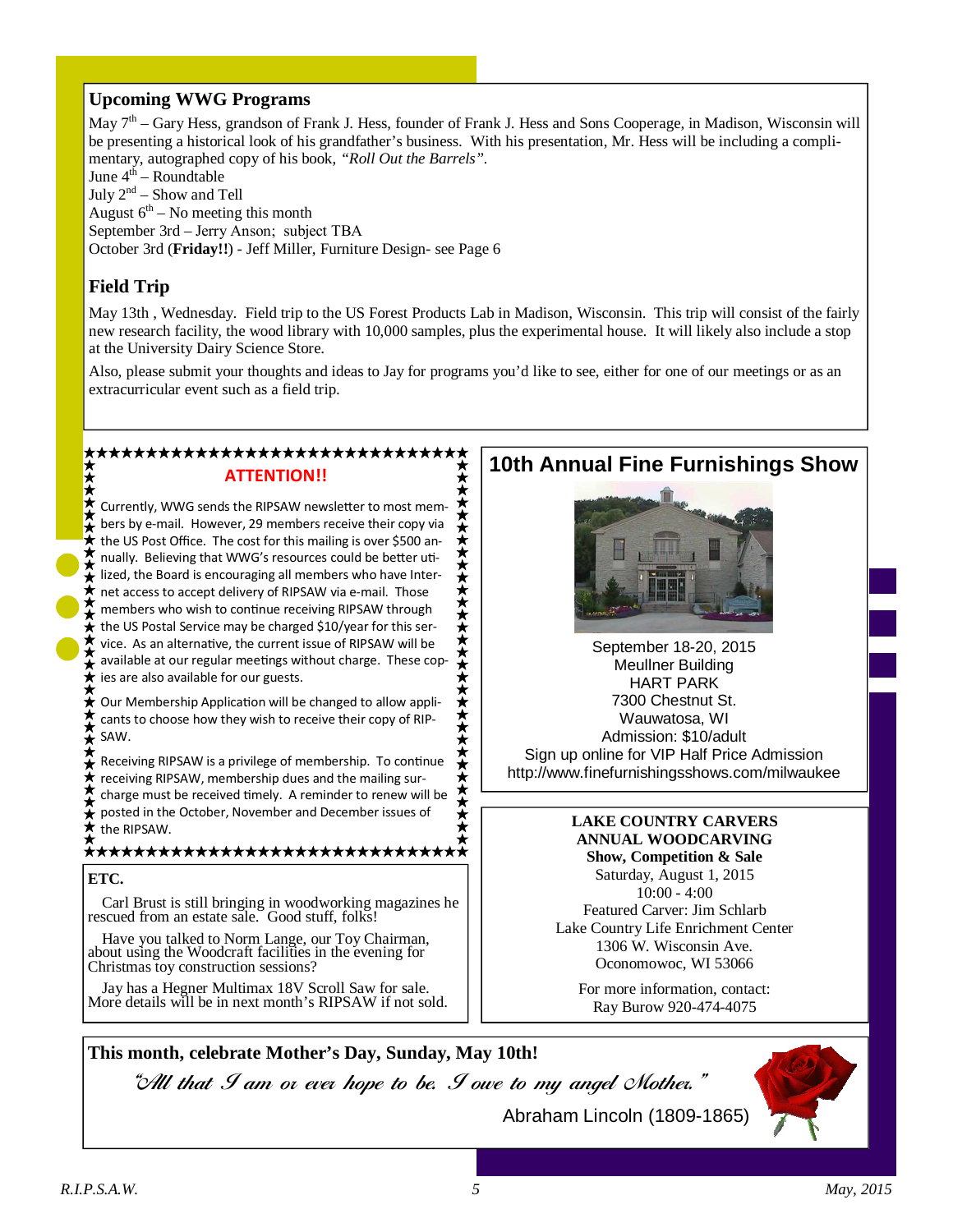## Upcoming WWG Programs

May 7th – Gary Hess, grandson of Frank J. Hess, founder of Frank J. Hess and Sons Cooperage, in Madison, Wisconsin will be presenting a historical look of his grandfather's business. With his presentation, Mr. Hess will be including a complimentary, autographed copy of his book, *"Roll Out the Barrels"*.
June 4th – Roundtable
July 2nd – Show and Tell
August 6th – No meeting this month
September 3rd – Jerry Anson; subject TBA
October 3rd (**Friday!!**) - Jeff Miller, Furniture Design- see Page 6

## Field Trip

May 13th , Wednesday. Field trip to the US Forest Products Lab in Madison, Wisconsin. This trip will consist of the fairly new research facility, the wood library with 10,000 samples, plus the experimental house. It will likely also include a stop at the University Dairy Science Store.

Also, please submit your thoughts and ideas to Jay for programs you'd like to see, either for one of our meetings or as an extracurricular event such as a field trip.

### ATTENTION!!

Currently, WWG sends the RIPSAW newsletter to most members by e-mail. However, 29 members receive their copy via the US Post Office. The cost for this mailing is over $500 annually. Believing that WWG's resources could be better utilized, the Board is encouraging all members who have Internet access to accept delivery of RIPSAW via e-mail. Those members who wish to continue receiving RIPSAW through the US Postal Service may be charged $10/year for this service. As an alternative, the current issue of RIPSAW will be available at our regular meetings without charge. These copies are also available for our guests.

Our Membership Application will be changed to allow applicants to choose how they wish to receive their copy of RIPSAW.

Receiving RIPSAW is a privilege of membership. To continue receiving RIPSAW, membership dues and the mailing surcharge must be received timely. A reminder to renew will be posted in the October, November and December issues of the RIPSAW.

### ETC.

Carl Brust is still bringing in woodworking magazines he rescued from an estate sale. Good stuff, folks!

Have you talked to Norm Lange, our Toy Chairman, about using the Woodcraft facilities in the evening for Christmas toy construction sessions?

Jay has a Hegner Multimax 18V Scroll Saw for sale. More details will be in next month's RIPSAW if not sold.

## 10th Annual Fine Furnishings Show

September 18-20, 2015
Meullner Building
HART PARK
7300 Chestnut St.
Wauwatosa, WI
Admission: $10/adult
Sign up online for VIP Half Price Admission
http://www.finefurnishingsshows.com/milwaukee

**LAKE COUNTRY CARVERS**
**ANNUAL WOODCARVING**
**Show, Competition & Sale**
Saturday, August 1, 2015
10:00 - 4:00
Featured Carver: Jim Schlarb
Lake Country Life Enrichment Center
1306 W. Wisconsin Ave.
Oconomowoc, WI 53066

For more information, contact:
Ray Burow 920-474-4075

**This month, celebrate Mother's Day, Sunday, May 10th!**

*"All that I am or ever hope to be. I owe to my angel Mother."*

Abraham Lincoln (1809-1865)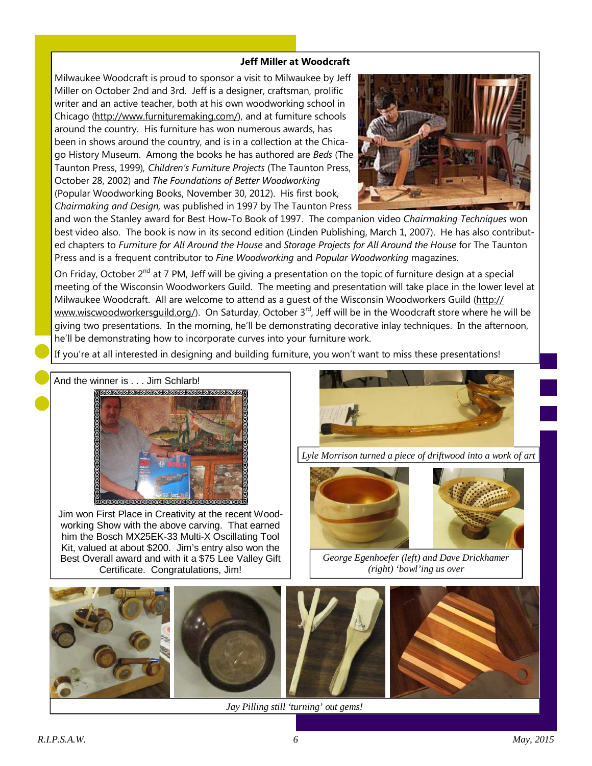### Jeff Miller at Woodcraft

Milwaukee Woodcraft is proud to sponsor a visit to Milwaukee by Jeff Miller on October 2nd and 3rd. Jeff is a designer, craftsman, prolific writer and an active teacher, both at his own woodworking school in Chicago (http://www.furnituremaking.com/), and at furniture schools around the country. His furniture has won numerous awards, has been in shows around the country, and is in a collection at the Chicago History Museum. Among the books he has authored are *Beds* (The Taunton Press, 1999), *Children's Furniture Projects* (The Taunton Press, October 28, 2002) and *The Foundations of Better Woodworking* (Popular Woodworking Books, November 30, 2012). His first book, *Chairmaking and Design,* was published in 1997 by The Taunton Press and won the Stanley award for Best How-To Book of 1997. The companion video *Chairmaking Techniques* won best video also. The book is now in its second edition (Linden Publishing, March 1, 2007). He has also contributed chapters to *Furniture for All Around the House* and *Storage Projects for All Around the House* for The Taunton Press and is a frequent contributor to *Fine Woodworking* and *Popular Woodworking* magazines.

On Friday, October 2nd at 7 PM, Jeff will be giving a presentation on the topic of furniture design at a special meeting of the Wisconsin Woodworkers Guild. The meeting and presentation will take place in the lower level at Milwaukee Woodcraft. All are welcome to attend as a guest of the Wisconsin Woodworkers Guild (http://www.wiscwoodworkersguild.org/). On Saturday, October 3rd, Jeff will be in the Woodcraft store where he will be giving two presentations. In the morning, he'll be demonstrating decorative inlay techniques. In the afternoon, he'll be demonstrating how to incorporate curves into your furniture work.

If you're at all interested in designing and building furniture, you won't want to miss these presentations!

And the winner is . . . Jim Schlarb!

Jim won First Place in Creativity at the recent Woodworking Show with the above carving. That earned him the Bosch MX25EK-33 Multi-X Oscillating Tool Kit, valued at about $200. Jim's entry also won the Best Overall award and with it a $75 Lee Valley Gift Certificate. Congratulations, Jim!

*Lyle Morrison turned a piece of driftwood into a work of art*

*George Egenhoefer (left) and Dave Drickhamer (right) 'bowl'ing us over*

*Jay Pilling still 'turning' out gems!*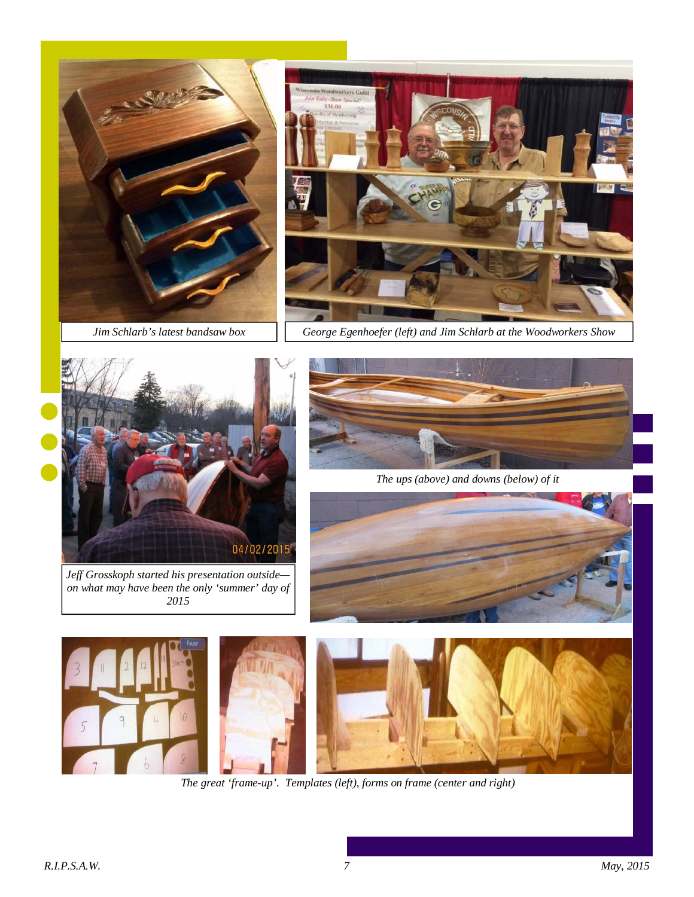*Jim Schlarb's latest bandsaw box*

*George Egenhoefer (left) and Jim Schlarb at the Woodworkers Show*

*Jeff Grosskoph started his presentation outside—on what may have been the only 'summer' day of 2015*

*The ups (above) and downs (below) of it*

*The great 'frame-up'. Templates (left), forms on frame (center and right)*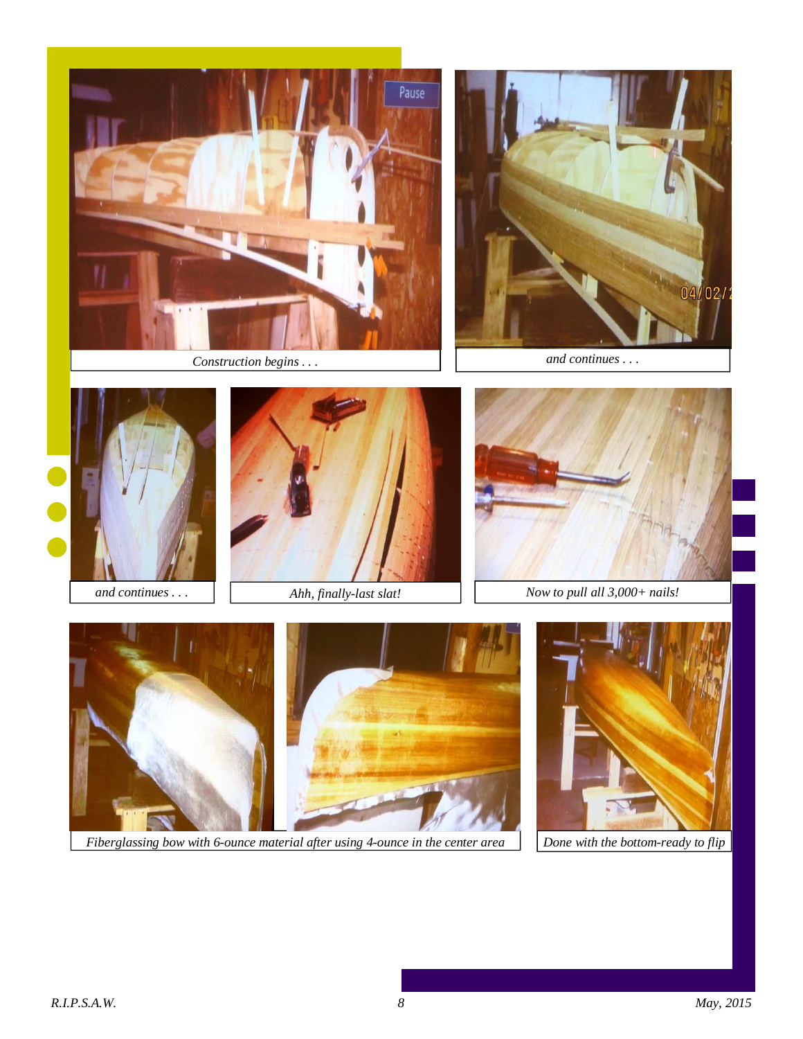*Construction begins . . .*

*and continues . . .*

*and continues . . .*

*Ahh, finally-last slat!*

*Now to pull all 3,000+ nails!*

*Fiberglassing bow with 6-ounce material after using 4-ounce in the center area*

*Done with the bottom-ready to flip*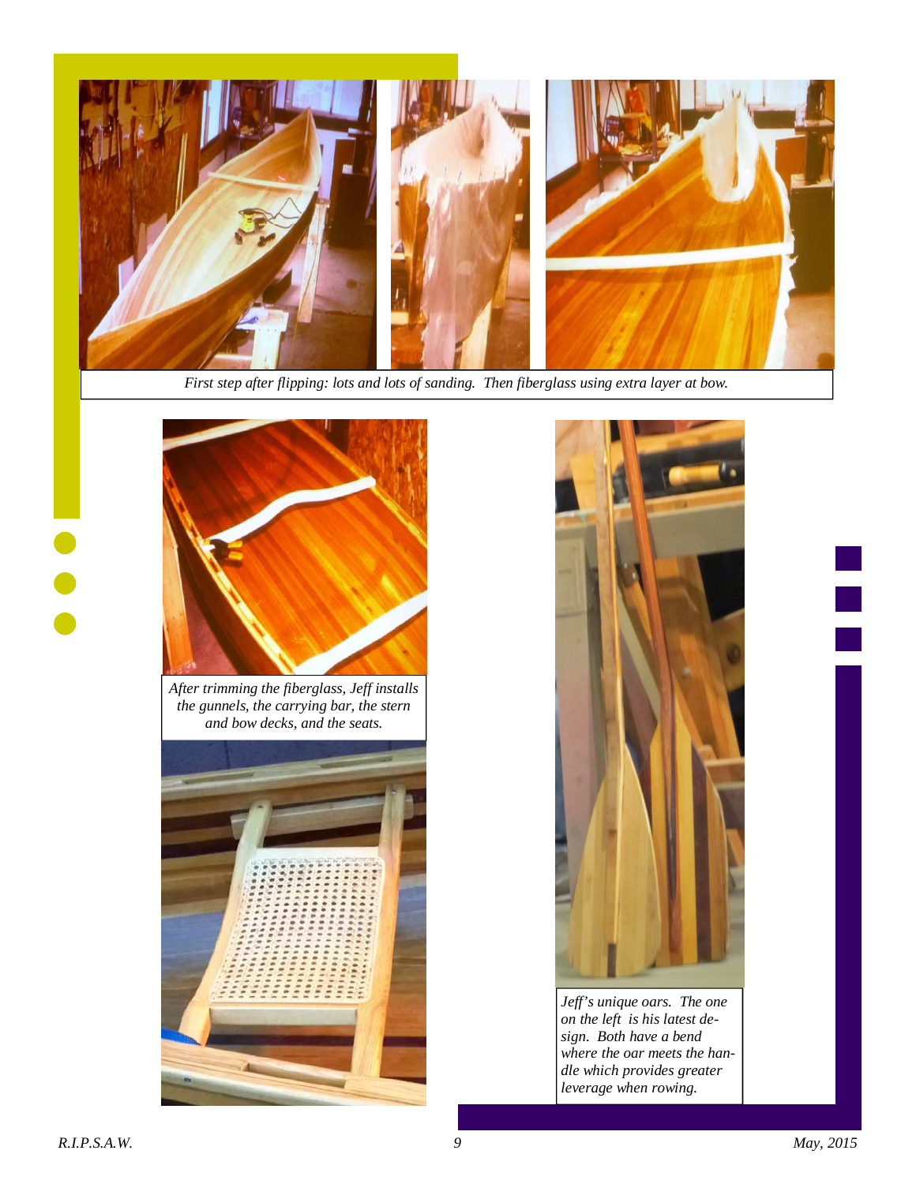*First step after flipping: lots and lots of sanding. Then fiberglass using extra layer at bow.*

*After trimming the fiberglass, Jeff installs the gunnels, the carrying bar, the stern and bow decks, and the seats.*

*Jeff's unique oars. The one on the left is his latest design. Both have a bend where the oar meets the handle which provides greater leverage when rowing.*